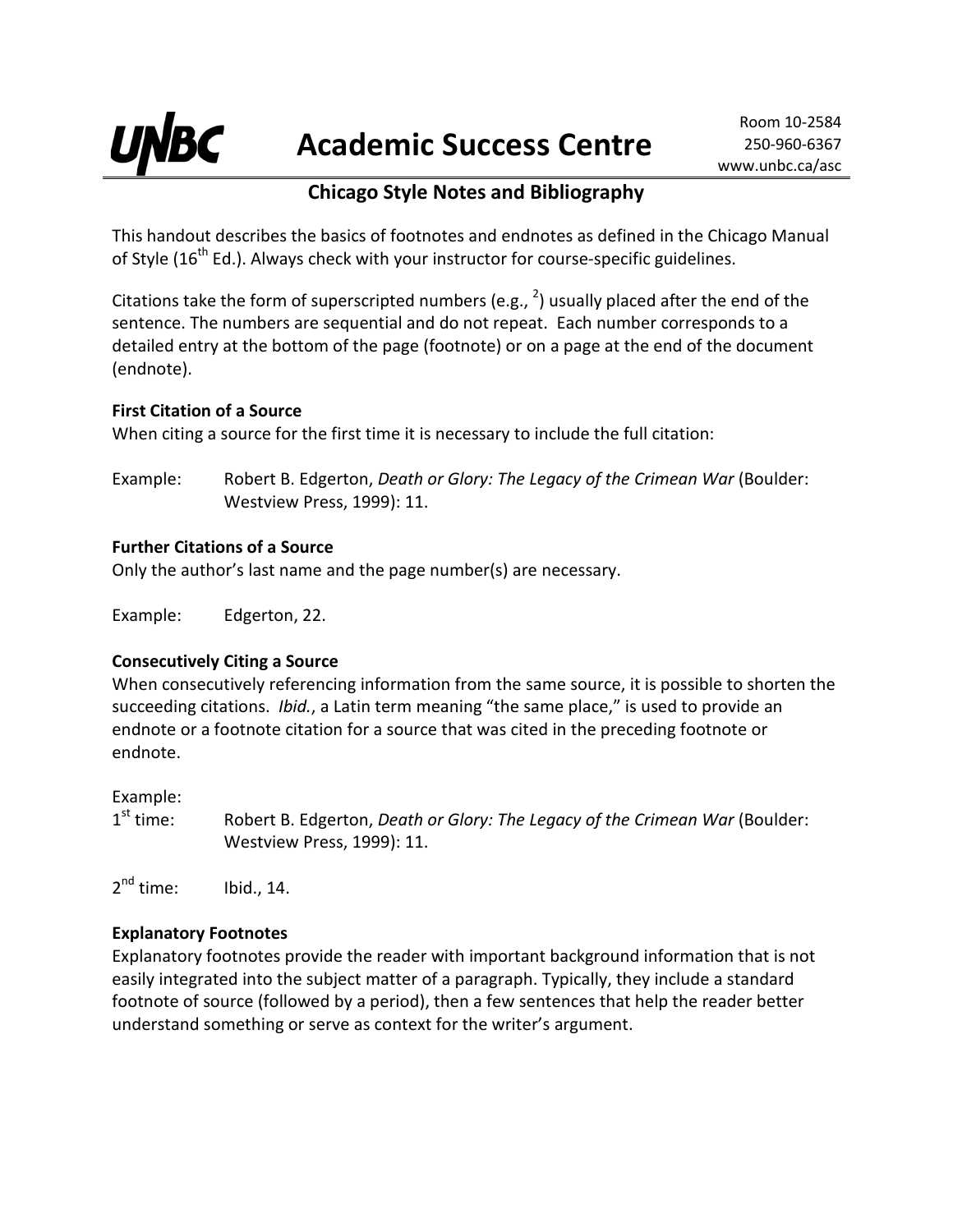# UNBC Academic Success Centre

Room 10-2584
250-960-6367
www.unbc.ca/asc

## Chicago Style Notes and Bibliography

This handout describes the basics of footnotes and endnotes as defined in the Chicago Manual of Style (16th Ed.). Always check with your instructor for course-specific guidelines.

Citations take the form of superscripted numbers (e.g., [2]) usually placed after the end of the sentence. The numbers are sequential and do not repeat. Each number corresponds to a detailed entry at the bottom of the page (footnote) or on a page at the end of the document (endnote).

### First Citation of a Source

When citing a source for the first time it is necessary to include the full citation:

Example: Robert B. Edgerton, *Death or Glory: The Legacy of the Crimean War* (Boulder: Westview Press, 1999): 11.

### Further Citations of a Source

Only the author's last name and the page number(s) are necessary.

Example: Edgerton, 22.

### Consecutively Citing a Source

When consecutively referencing information from the same source, it is possible to shorten the succeeding citations. *Ibid.*, a Latin term meaning "the same place," is used to provide an endnote or a footnote citation for a source that was cited in the preceding footnote or endnote.

Example:

1st time: Robert B. Edgerton, *Death or Glory: The Legacy of the Crimean War* (Boulder: Westview Press, 1999): 11.

2nd time: Ibid., 14.

### Explanatory Footnotes

Explanatory footnotes provide the reader with important background information that is not easily integrated into the subject matter of a paragraph. Typically, they include a standard footnote of source (followed by a period), then a few sentences that help the reader better understand something or serve as context for the writer's argument.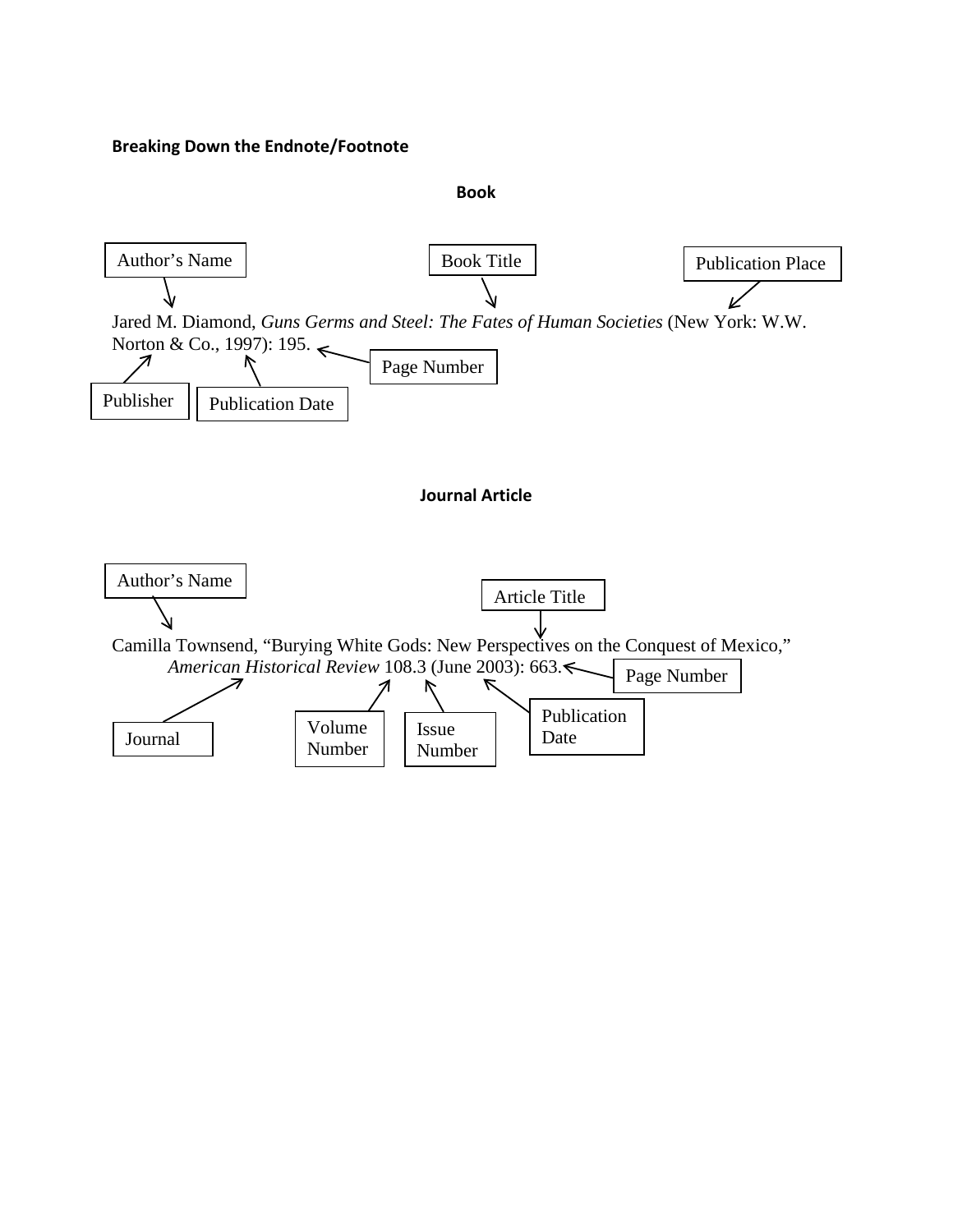**Breaking Down the Endnote/Footnote**

**Book**

Author's Name | Book Title | Publication Place

Jared M. Diamond, *Guns Germs and Steel: The Fates of Human Societies* (New York: W.W. Norton & Co., 1997): 195.

Publisher | Publication Date | Page Number

**Journal Article**

Author's Name | Article Title

Camilla Townsend, "Burying White Gods: New Perspectives on the Conquest of Mexico," *American Historical Review* 108.3 (June 2003): 663.

Journal | Volume Number | Issue Number | Publication Date | Page Number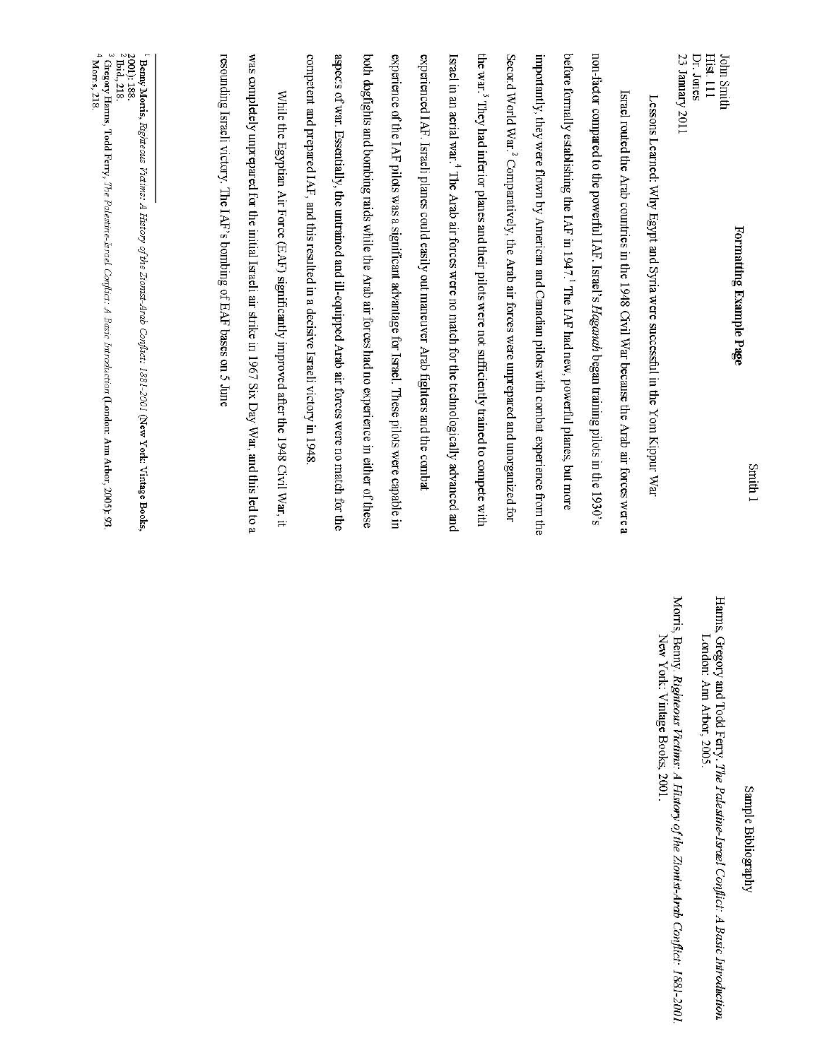# Formatting Example Page

John Smith
Hist. 111
Dr. Jones
23 January 2011

Lessons Learned: Why Egypt and Syria were successful in the Yom Kippur War

Israel routed the Arab countries in the 1948 Civil War because the Arab air forces were a non-factor compared to the powerful IAF. Israel's *Haganah* began training pilots in the 1930's before formally establishing the IAF in 1947.[1] The IAF had new, powerful planes, but more importantly, they were flown by American and Canadian pilots with combat experience from the Second World War.[2] Comparatively, the Arab air forces were unprepared and unorganized for the war.[3] They had inferior planes and their pilots were not sufficiently trained to compete with Israel in an aerial war.[4] The Arab air forces were no match for the technologically advanced and experienced IAF. Israeli planes could easily out maneuver Arab fighters and the combat experience of the IAF pilots was a significant advantage for Israel. These pilots were capable in both dogfights and bombing raids while the Arab air forces had no experience in either of these aspects of war. Essentially, the untrained and ill-equipped Arab air forces were no match for the competent and prepared IAF, and this resulted in a decisive Israeli victory in 1948.

While the Egyptian Air Force (EAF) significantly improved after the 1948 Civil War, it was completely unprepared for the initial Israeli air strike in 1967 Six Day War, and this led to a resounding Israeli victory. The IAF's bombing of EAF bases on 5 June

---

[1] Benny Morris, *Righteous Victims: A History of the Zionist-Arab Conflict: 1881-2001* (New York: Vintage Books, 2001), 188.
[2] Ibid., 218.
[3] Gregory Harris, Todd Ferry, *The Palestine-Israel Conflict: A Basic Introduction* (London: Ann Arbor, 2005), 93.
[4] Morris, 218.

## Sample Bibliography

Harris, Gregory and Todd Ferry. *The Palestine-Israel Conflict: A Basic Introduction.* London: Ann Arbor, 2005.

Morris, Benny. *Righteous Victims: A History of the Zionist-Arab Conflict: 1881-2001.* New York: Vintage Books, 2001.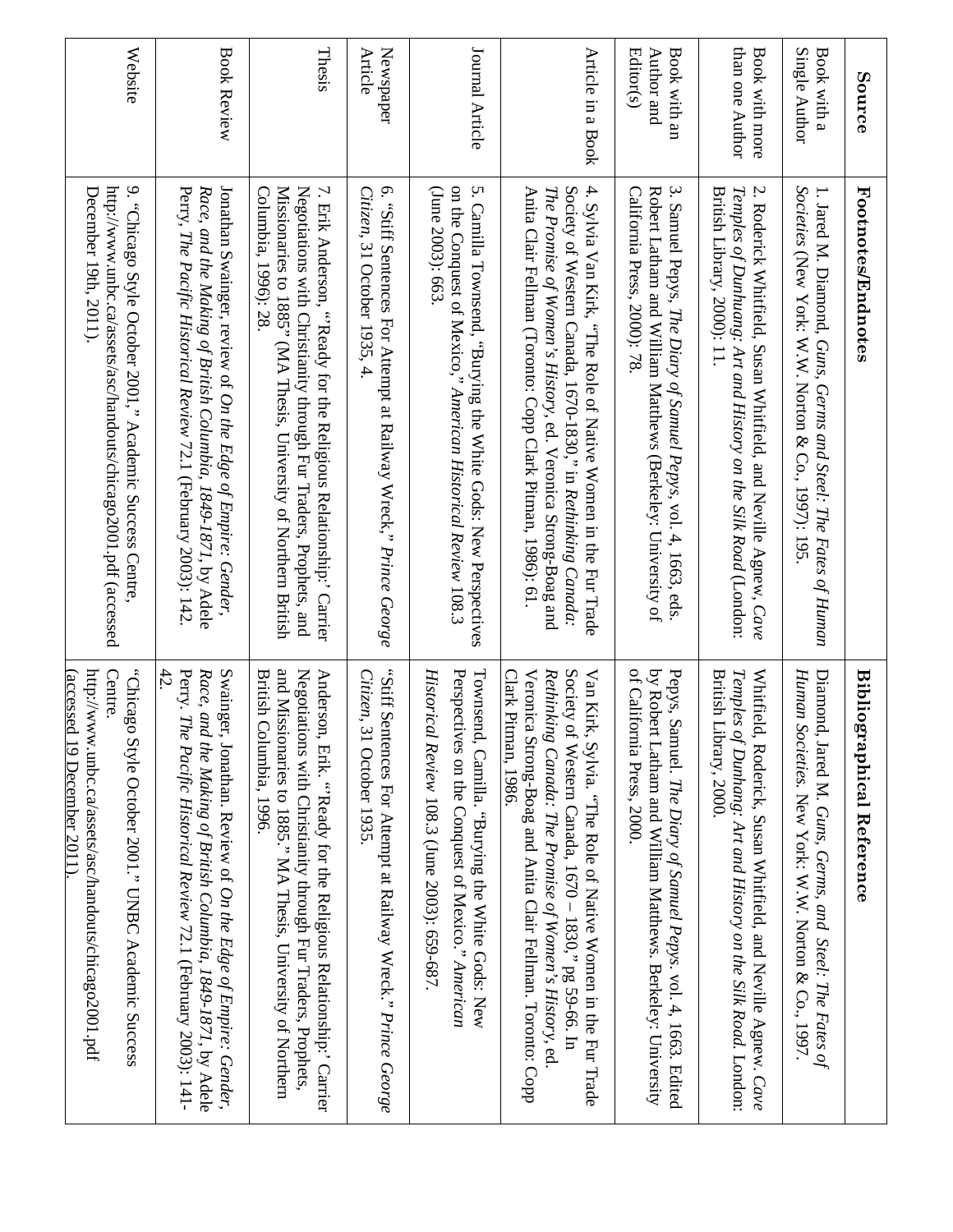| Source | Footnotes/Endnotes | Bibliographical Reference |
| --- | --- | --- |
| Book with a Single Author | 1. Jared M. Diamond, *Guns, Germs and Steel: The Fates of Human Societies* (New York: W.W. Norton & Co., 1997): 195. | Diamond, Jared M. *Guns, Germs, and Steel: The Fates of Human Societies*. New York: W.W. Norton & Co., 1997. |
| Book with more than one Author | 2. Roderick Whitfield, Susan Whitfield, and Neville Agnew, *Cave Temples of Dunhuang: Art and History on the Silk Road* (London: British Library, 2000): 11. | Whitfield, Roderick, Susan Whitfield, and Neville Agnew. *Cave Temples of Dunhuang: Art and History on the Silk Road*. London: British Library, 2000. |
| Book with an Author and Editor(s) | 3. Samuel Pepys, *The Diary of Samuel Pepys*, vol. 4, 1663, eds. Robert Latham and William Matthews (Berkeley: University of California Press, 2000): 78. | Pepys, Samuel. *The Diary of Samuel Pepys*. vol. 4, 1663. Edited by Robert Latham and William Matthews. Berkeley: University of California Press, 2000. |
| Article in a Book | 4. Sylvia Van Kirk, "The Role of Native Women in the Fur Trade Society of Western Canada, 1670-1830," in *Rethinking Canada: The Promise of Women's History*, ed. Veronica Strong-Boag and Anita Clair Fellman (Toronto: Copp Clark Pitman, 1986): 61. | Van Kirk, Sylvia. "The Role of Native Women in the Fur Trade Society of Western Canada, 1670 – 1830," pg 59-66. In *Rethinking Canada: The Promise of Women's History*, ed. Veronica Strong-Boag and Anita Clair Fellman. Toronto: Copp Clark Pitman, 1986. |
| Journal Article | 5. Camilla Townsend, "Burying the White Gods: New Perspectives on the Conquest of Mexico," *American Historical Review* 108.3 (June 2003): 663. | Townsend, Camilla. "Burying the White Gods: New Perspectives on the Conquest of Mexico." *American Historical Review* 108.3 (June 2003): 659-687. |
| Newspaper Article | 6. "Stiff Sentences For Attempt at Railway Wreck," *Prince George Citizen*, 31 October 1935, 4. | "Stiff Sentences For Attempt at Railway Wreck." *Prince George Citizen*, 31 October 1935. |
| Thesis | 7. Erik Anderson, "'Ready for the Religious Relationship:' Carrier Negotiations with Christianity through Fur Traders, Prophets, and Missionaries to 1885" (MA Thesis, University of Northern British Columbia, 1996): 28. | Anderson, Erik. "'Ready for the Religious Relationship:' Carrier Negotiations with Christianity through Fur Traders, Prophets, and Missionaries to 1885." MA Thesis, University of Northern British Columbia, 1996. |
| Book Review | Jonathan Swainger, review of *On the Edge of Empire: Gender, Race, and the Making of British Columbia, 1849-1871*, by Adele Perry, *The Pacific Historical Review* 72.1 (February 2003): 142. | Swainger, Jonathan. Review of *On the Edge of Empire: Gender, Race, and the Making of British Columbia, 1849-1871*, by Adele Perry. *The Pacific Historical Review* 72.1 (February 2003): 141-42. |
| Website | 9. "Chicago Style October 2001," Academic Success Centre, http://www.unbc.ca/assets/asc/handouts/chicago2001.pdf (accessed December 19th, 2011). | "Chicago Style October 2001." UNBC Academic Success Centre. http://www.unbc.ca/assets/asc/handouts/chicago2001.pdf (accessed 19 December 2011). |